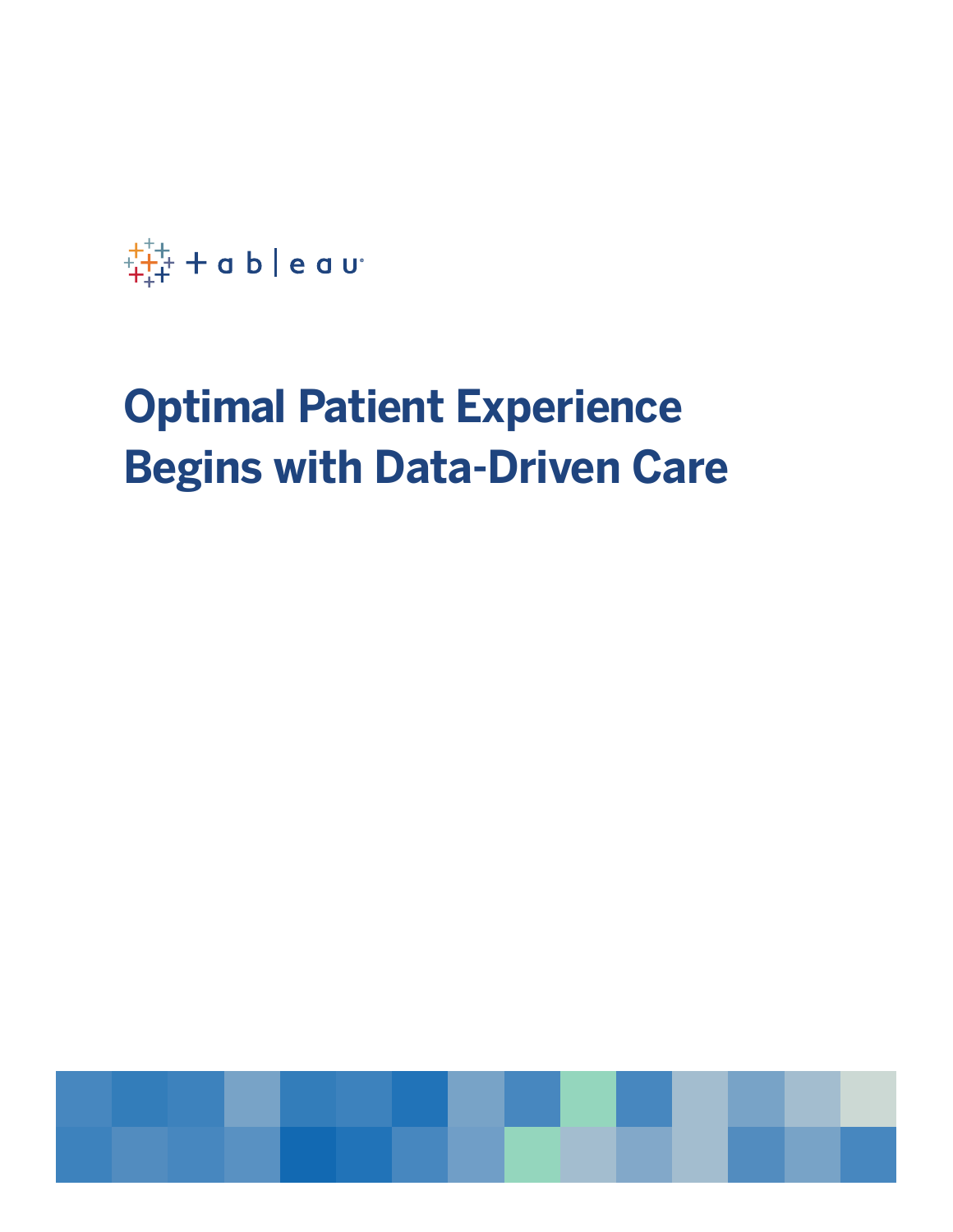tableau

# Optimal Patient Experience Begins with Data-Driven Care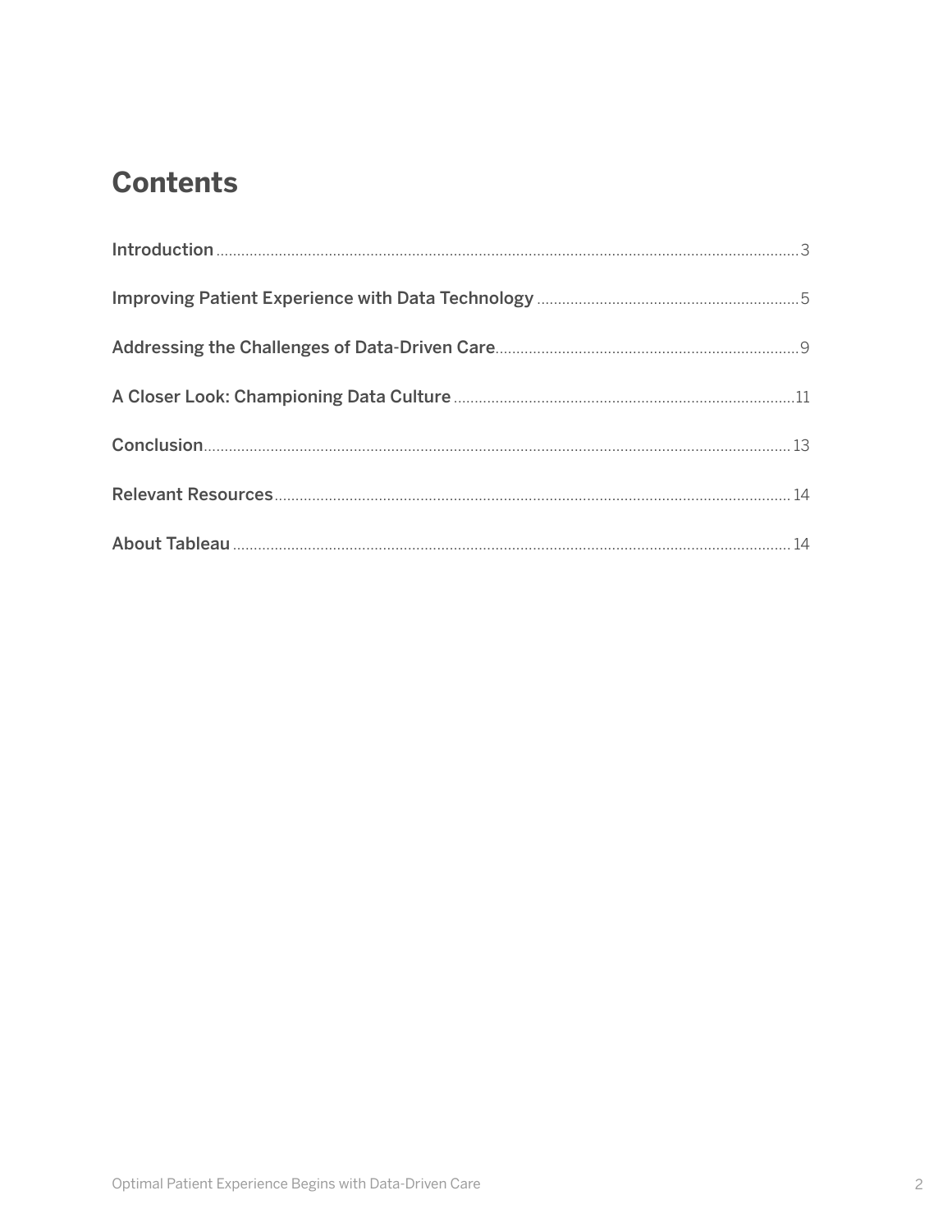# Contents

Introduction ........................................ 3

Improving Patient Experience with Data Technology ........................................ 5

Addressing the Challenges of Data-Driven Care ........................................ 9

A Closer Look: Championing Data Culture ........................................ 11

Conclusion ........................................ 13

Relevant Resources ........................................ 14

About Tableau ........................................ 14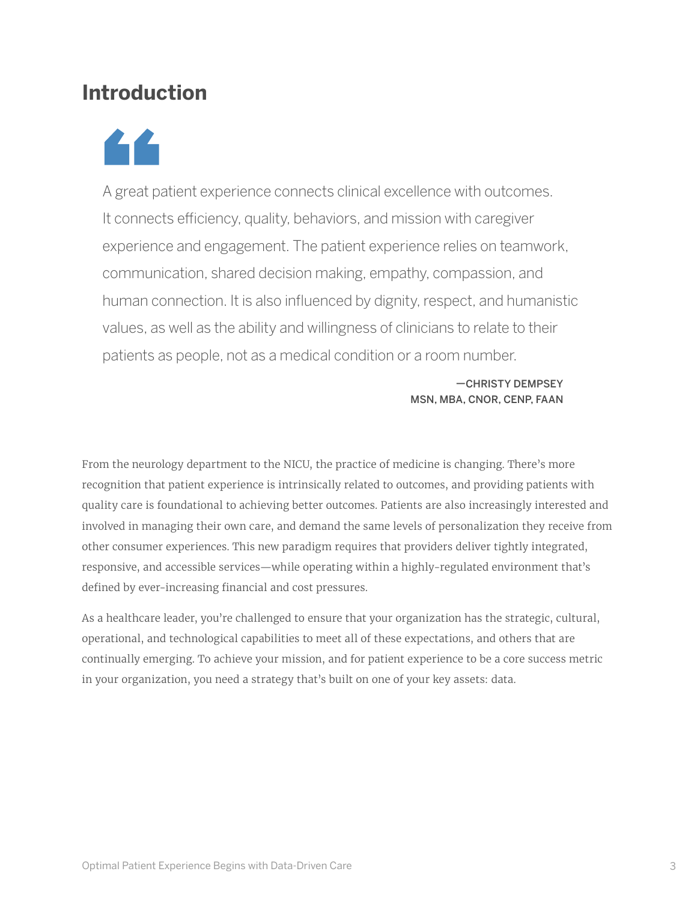## Introduction

> A great patient experience connects clinical excellence with outcomes. It connects efficiency, quality, behaviors, and mission with caregiver experience and engagement. The patient experience relies on teamwork, communication, shared decision making, empathy, compassion, and human connection. It is also influenced by dignity, respect, and humanistic values, as well as the ability and willingness of clinicians to relate to their patients as people, not as a medical condition or a room number.
>
> —CHRISTY DEMPSEY
> MSN, MBA, CNOR, CENP, FAAN

From the neurology department to the NICU, the practice of medicine is changing. There's more recognition that patient experience is intrinsically related to outcomes, and providing patients with quality care is foundational to achieving better outcomes. Patients are also increasingly interested and involved in managing their own care, and demand the same levels of personalization they receive from other consumer experiences. This new paradigm requires that providers deliver tightly integrated, responsive, and accessible services—while operating within a highly-regulated environment that's defined by ever-increasing financial and cost pressures.

As a healthcare leader, you're challenged to ensure that your organization has the strategic, cultural, operational, and technological capabilities to meet all of these expectations, and others that are continually emerging. To achieve your mission, and for patient experience to be a core success metric in your organization, you need a strategy that's built on one of your key assets: data.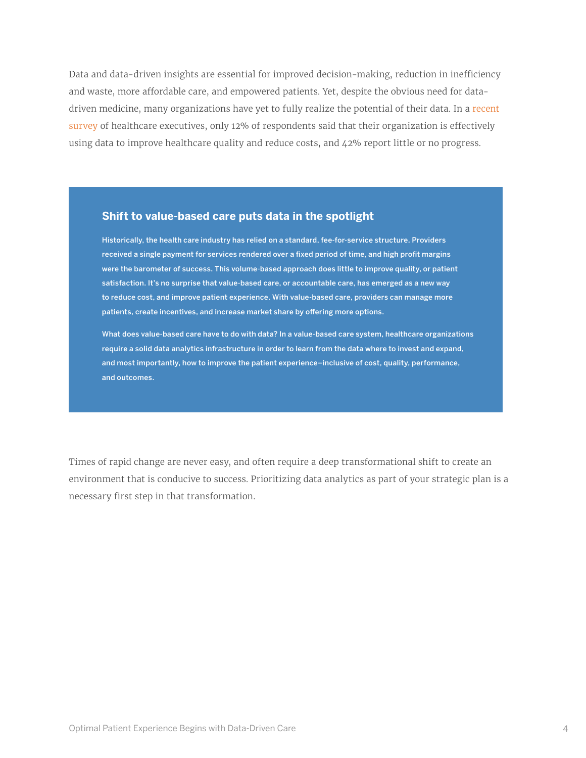Data and data-driven insights are essential for improved decision-making, reduction in inefficiency and waste, more affordable care, and empowered patients. Yet, despite the obvious need for data-driven medicine, many organizations have yet to fully realize the potential of their data. In a recent survey of healthcare executives, only 12% of respondents said that their organization is effectively using data to improve healthcare quality and reduce costs, and 42% report little or no progress.

## Shift to value-based care puts data in the spotlight

Historically, the health care industry has relied on a standard, fee-for-service structure. Providers received a single payment for services rendered over a fixed period of time, and high profit margins were the barometer of success. This volume-based approach does little to improve quality, or patient satisfaction. It's no surprise that value-based care, or accountable care, has emerged as a new way to reduce cost, and improve patient experience. With value-based care, providers can manage more patients, create incentives, and increase market share by offering more options.

What does value-based care have to do with data? In a value-based care system, healthcare organizations require a solid data analytics infrastructure in order to learn from the data where to invest and expand, and most importantly, how to improve the patient experience–inclusive of cost, quality, performance, and outcomes.

Times of rapid change are never easy, and often require a deep transformational shift to create an environment that is conducive to success. Prioritizing data analytics as part of your strategic plan is a necessary first step in that transformation.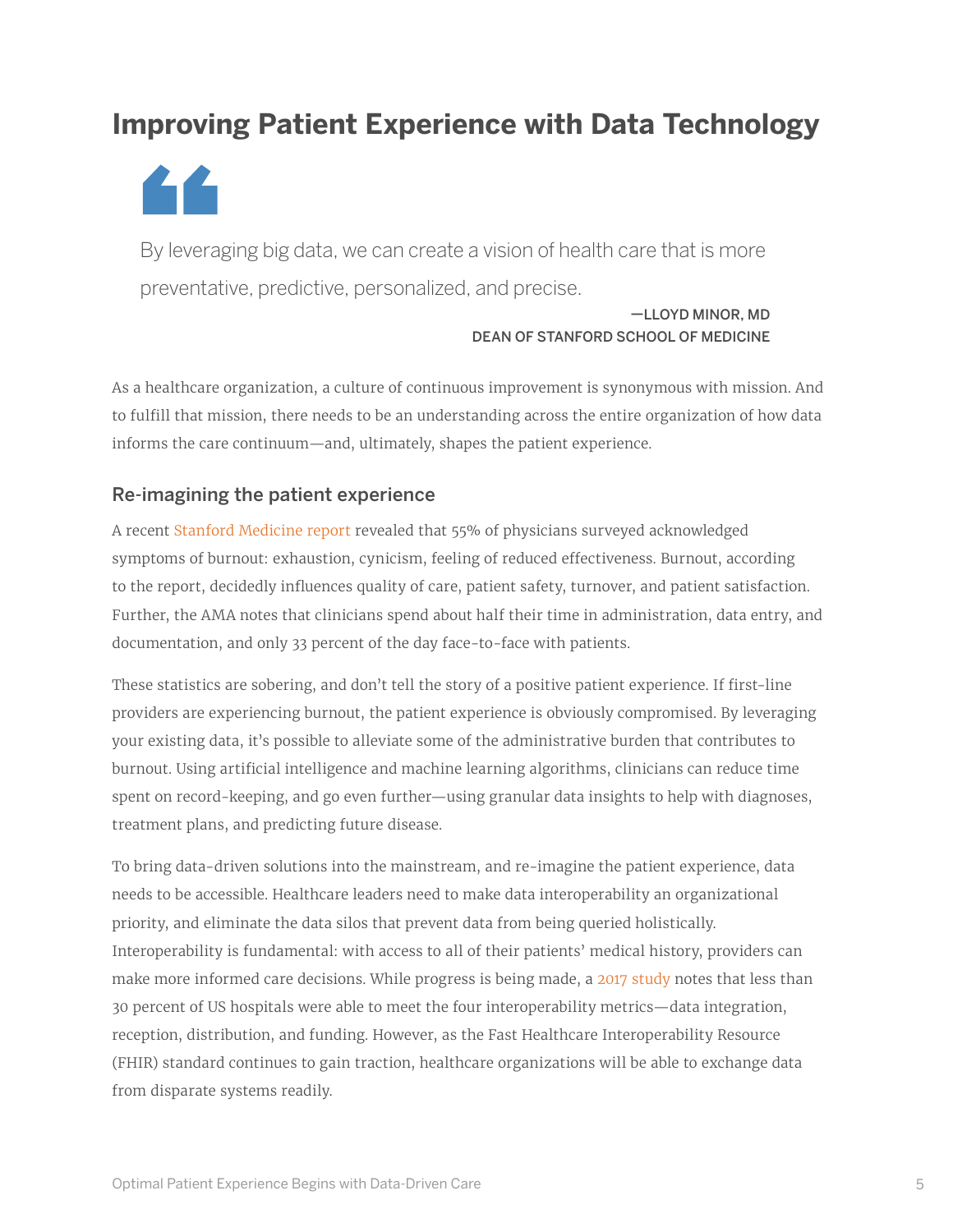# Improving Patient Experience with Data Technology

> By leveraging big data, we can create a vision of health care that is more preventative, predictive, personalized, and precise.
>
> —LLOYD MINOR, MD
> DEAN OF STANFORD SCHOOL OF MEDICINE

As a healthcare organization, a culture of continuous improvement is synonymous with mission. And to fulfill that mission, there needs to be an understanding across the entire organization of how data informs the care continuum—and, ultimately, shapes the patient experience.

## Re-imagining the patient experience

A recent Stanford Medicine report revealed that 55% of physicians surveyed acknowledged symptoms of burnout: exhaustion, cynicism, feeling of reduced effectiveness. Burnout, according to the report, decidedly influences quality of care, patient safety, turnover, and patient satisfaction. Further, the AMA notes that clinicians spend about half their time in administration, data entry, and documentation, and only 33 percent of the day face-to-face with patients.

These statistics are sobering, and don't tell the story of a positive patient experience. If first-line providers are experiencing burnout, the patient experience is obviously compromised. By leveraging your existing data, it's possible to alleviate some of the administrative burden that contributes to burnout. Using artificial intelligence and machine learning algorithms, clinicians can reduce time spent on record-keeping, and go even further—using granular data insights to help with diagnoses, treatment plans, and predicting future disease.

To bring data-driven solutions into the mainstream, and re-imagine the patient experience, data needs to be accessible. Healthcare leaders need to make data interoperability an organizational priority, and eliminate the data silos that prevent data from being queried holistically. Interoperability is fundamental: with access to all of their patients' medical history, providers can make more informed care decisions. While progress is being made, a 2017 study notes that less than 30 percent of US hospitals were able to meet the four interoperability metrics—data integration, reception, distribution, and funding. However, as the Fast Healthcare Interoperability Resource (FHIR) standard continues to gain traction, healthcare organizations will be able to exchange data from disparate systems readily.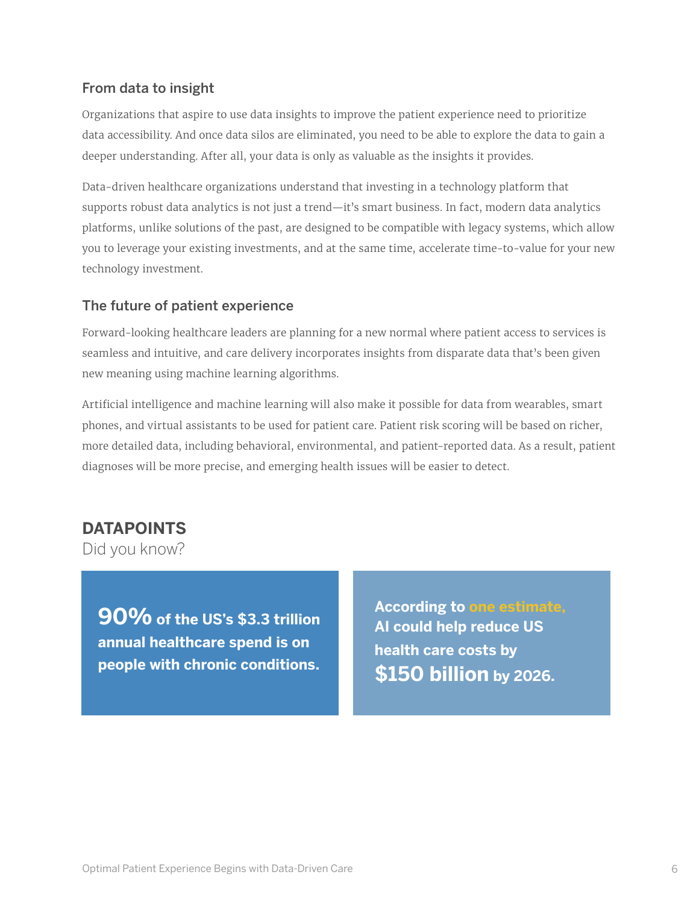## From data to insight

Organizations that aspire to use data insights to improve the patient experience need to prioritize data accessibility. And once data silos are eliminated, you need to be able to explore the data to gain a deeper understanding. After all, your data is only as valuable as the insights it provides.

Data-driven healthcare organizations understand that investing in a technology platform that supports robust data analytics is not just a trend—it's smart business. In fact, modern data analytics platforms, unlike solutions of the past, are designed to be compatible with legacy systems, which allow you to leverage your existing investments, and at the same time, accelerate time-to-value for your new technology investment.

## The future of patient experience

Forward-looking healthcare leaders are planning for a new normal where patient access to services is seamless and intuitive, and care delivery incorporates insights from disparate data that's been given new meaning using machine learning algorithms.

Artificial intelligence and machine learning will also make it possible for data from wearables, smart phones, and virtual assistants to be used for patient care. Patient risk scoring will be based on richer, more detailed data, including behavioral, environmental, and patient-reported data. As a result, patient diagnoses will be more precise, and emerging health issues will be easier to detect.

## DATAPOINTS

Did you know?

**90% of the US's $3.3 trillion annual healthcare spend is on people with chronic conditions.**

**According to one estimate, AI could help reduce US health care costs by $150 billion by 2026.**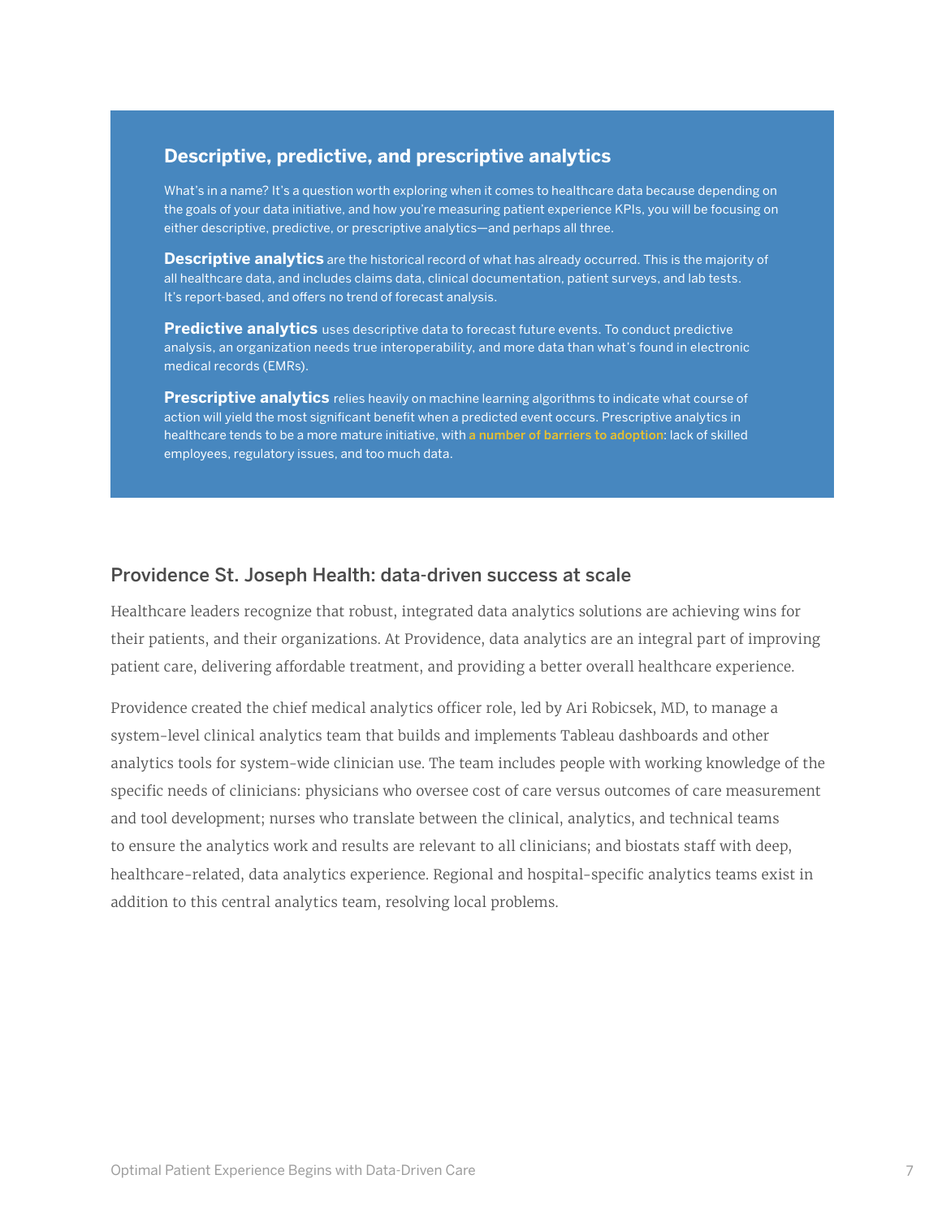## Descriptive, predictive, and prescriptive analytics

What's in a name? It's a question worth exploring when it comes to healthcare data because depending on the goals of your data initiative, and how you're measuring patient experience KPIs, you will be focusing on either descriptive, predictive, or prescriptive analytics—and perhaps all three.

**Descriptive analytics** are the historical record of what has already occurred. This is the majority of all healthcare data, and includes claims data, clinical documentation, patient surveys, and lab tests. It's report-based, and offers no trend of forecast analysis.

**Predictive analytics** uses descriptive data to forecast future events. To conduct predictive analysis, an organization needs true interoperability, and more data than what's found in electronic medical records (EMRs).

**Prescriptive analytics** relies heavily on machine learning algorithms to indicate what course of action will yield the most significant benefit when a predicted event occurs. Prescriptive analytics in healthcare tends to be a more mature initiative, with a number of barriers to adoption: lack of skilled employees, regulatory issues, and too much data.

## Providence St. Joseph Health: data-driven success at scale

Healthcare leaders recognize that robust, integrated data analytics solutions are achieving wins for their patients, and their organizations. At Providence, data analytics are an integral part of improving patient care, delivering affordable treatment, and providing a better overall healthcare experience.

Providence created the chief medical analytics officer role, led by Ari Robicsek, MD, to manage a system-level clinical analytics team that builds and implements Tableau dashboards and other analytics tools for system-wide clinician use. The team includes people with working knowledge of the specific needs of clinicians: physicians who oversee cost of care versus outcomes of care measurement and tool development; nurses who translate between the clinical, analytics, and technical teams to ensure the analytics work and results are relevant to all clinicians; and biostats staff with deep, healthcare-related, data analytics experience. Regional and hospital-specific analytics teams exist in addition to this central analytics team, resolving local problems.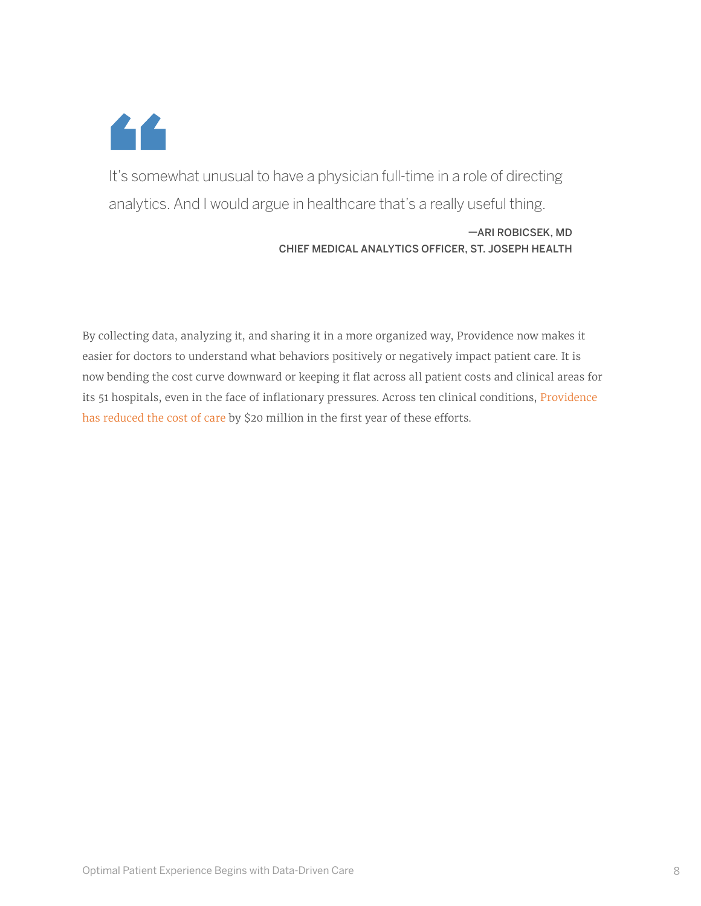> It's somewhat unusual to have a physician full-time in a role of directing analytics. And I would argue in healthcare that's a really useful thing.
>
> —ARI ROBICSEK, MD
> CHIEF MEDICAL ANALYTICS OFFICER, ST. JOSEPH HEALTH

By collecting data, analyzing it, and sharing it in a more organized way, Providence now makes it easier for doctors to understand what behaviors positively or negatively impact patient care. It is now bending the cost curve downward or keeping it flat across all patient costs and clinical areas for its 51 hospitals, even in the face of inflationary pressures. Across ten clinical conditions, Providence has reduced the cost of care by $20 million in the first year of these efforts.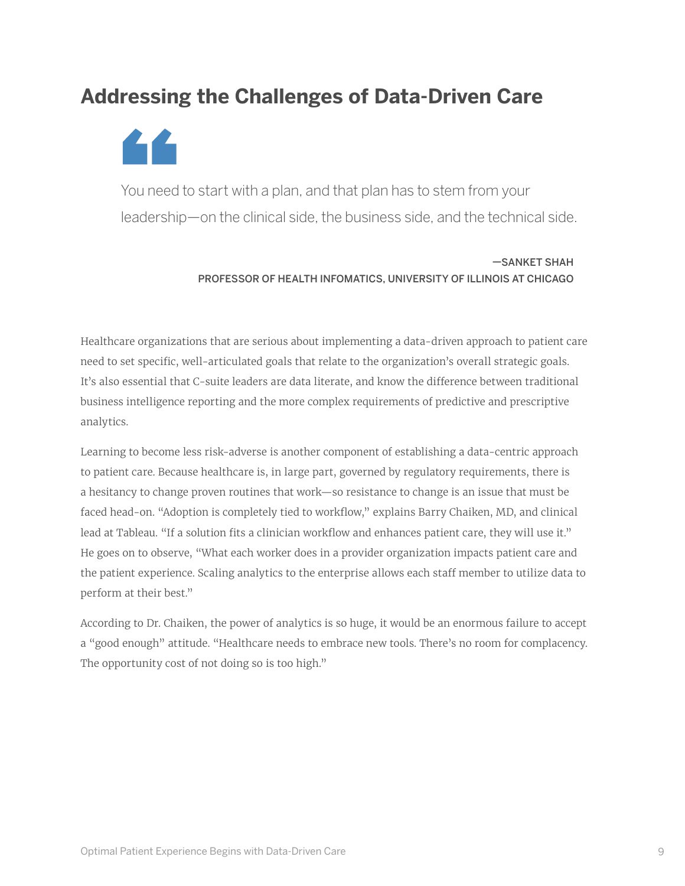## Addressing the Challenges of Data-Driven Care

> You need to start with a plan, and that plan has to stem from your leadership—on the clinical side, the business side, and the technical side.
>
> —SANKET SHAH
> PROFESSOR OF HEALTH INFOMATICS, UNIVERSITY OF ILLINOIS AT CHICAGO

Healthcare organizations that are serious about implementing a data-driven approach to patient care need to set specific, well-articulated goals that relate to the organization's overall strategic goals. It's also essential that C-suite leaders are data literate, and know the difference between traditional business intelligence reporting and the more complex requirements of predictive and prescriptive analytics.

Learning to become less risk-adverse is another component of establishing a data-centric approach to patient care. Because healthcare is, in large part, governed by regulatory requirements, there is a hesitancy to change proven routines that work—so resistance to change is an issue that must be faced head-on. "Adoption is completely tied to workflow," explains Barry Chaiken, MD, and clinical lead at Tableau. "If a solution fits a clinician workflow and enhances patient care, they will use it." He goes on to observe, "What each worker does in a provider organization impacts patient care and the patient experience. Scaling analytics to the enterprise allows each staff member to utilize data to perform at their best."

According to Dr. Chaiken, the power of analytics is so huge, it would be an enormous failure to accept a "good enough" attitude. "Healthcare needs to embrace new tools. There's no room for complacency. The opportunity cost of not doing so is too high."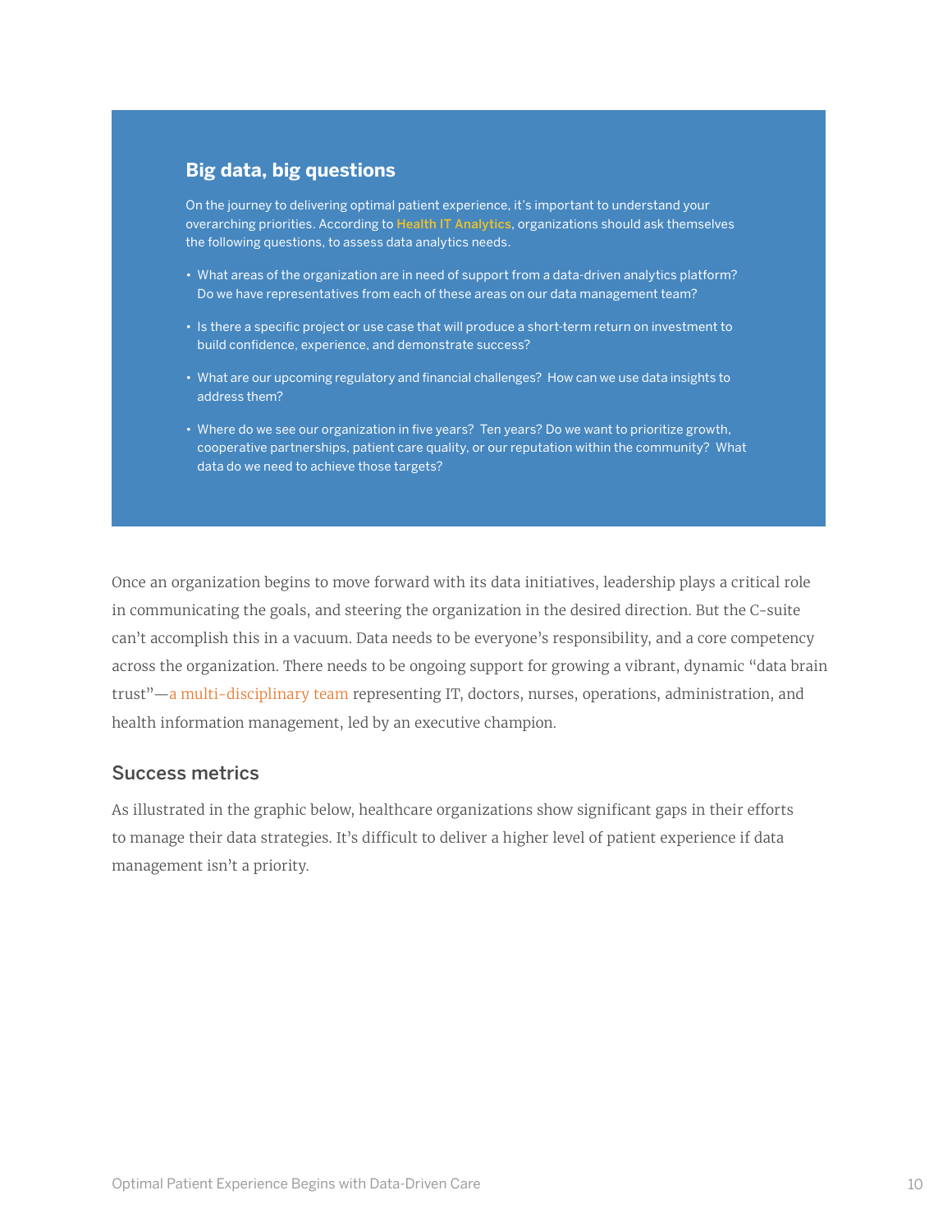## Big data, big questions

On the journey to delivering optimal patient experience, it's important to understand your overarching priorities. According to Health IT Analytics, organizations should ask themselves the following questions, to assess data analytics needs.

- What areas of the organization are in need of support from a data-driven analytics platform? Do we have representatives from each of these areas on our data management team?
- Is there a specific project or use case that will produce a short-term return on investment to build confidence, experience, and demonstrate success?
- What are our upcoming regulatory and financial challenges? How can we use data insights to address them?
- Where do we see our organization in five years? Ten years? Do we want to prioritize growth, cooperative partnerships, patient care quality, or our reputation within the community? What data do we need to achieve those targets?

Once an organization begins to move forward with its data initiatives, leadership plays a critical role in communicating the goals, and steering the organization in the desired direction. But the C-suite can't accomplish this in a vacuum. Data needs to be everyone's responsibility, and a core competency across the organization. There needs to be ongoing support for growing a vibrant, dynamic "data brain trust"—a multi-disciplinary team representing IT, doctors, nurses, operations, administration, and health information management, led by an executive champion.

## Success metrics

As illustrated in the graphic below, healthcare organizations show significant gaps in their efforts to manage their data strategies. It's difficult to deliver a higher level of patient experience if data management isn't a priority.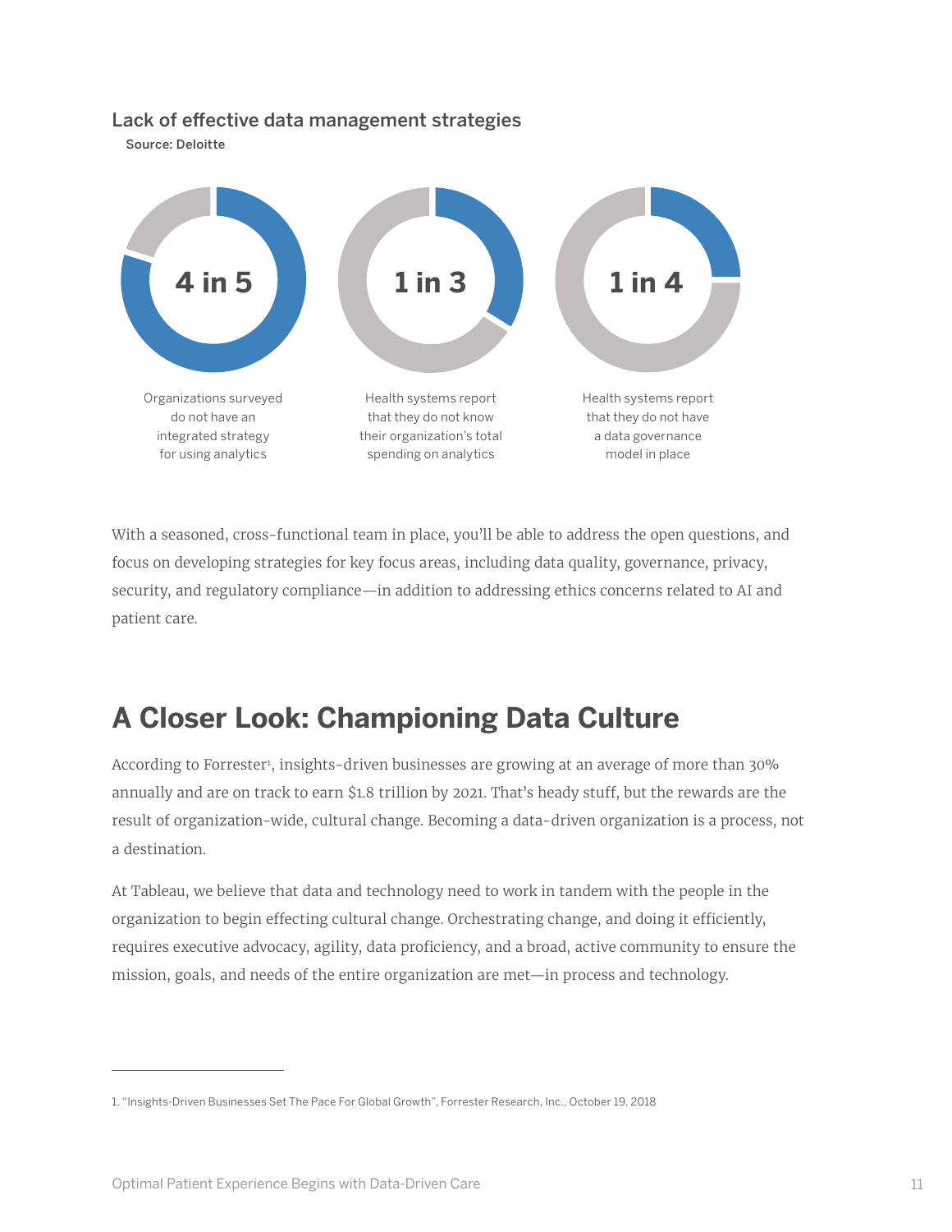### Lack of effective data management strategies

Source: Deloitte

**4 in 5**

Organizations surveyed do not have an integrated strategy for using analytics

**1 in 3**

Health systems report that they do not know their organization's total spending on analytics

**1 in 4**

Health systems report that they do not have a data governance model in place

With a seasoned, cross-functional team in place, you'll be able to address the open questions, and focus on developing strategies for key focus areas, including data quality, governance, privacy, security, and regulatory compliance—in addition to addressing ethics concerns related to AI and patient care.

## A Closer Look: Championing Data Culture

According to Forrester[1], insights-driven businesses are growing at an average of more than 30% annually and are on track to earn $1.8 trillion by 2021. That's heady stuff, but the rewards are the result of organization-wide, cultural change. Becoming a data-driven organization is a process, not a destination.

At Tableau, we believe that data and technology need to work in tandem with the people in the organization to begin effecting cultural change. Orchestrating change, and doing it efficiently, requires executive advocacy, agility, data proficiency, and a broad, active community to ensure the mission, goals, and needs of the entire organization are met—in process and technology.

---

1. "Insights-Driven Businesses Set The Pace For Global Growth", Forrester Research, Inc., October 19, 2018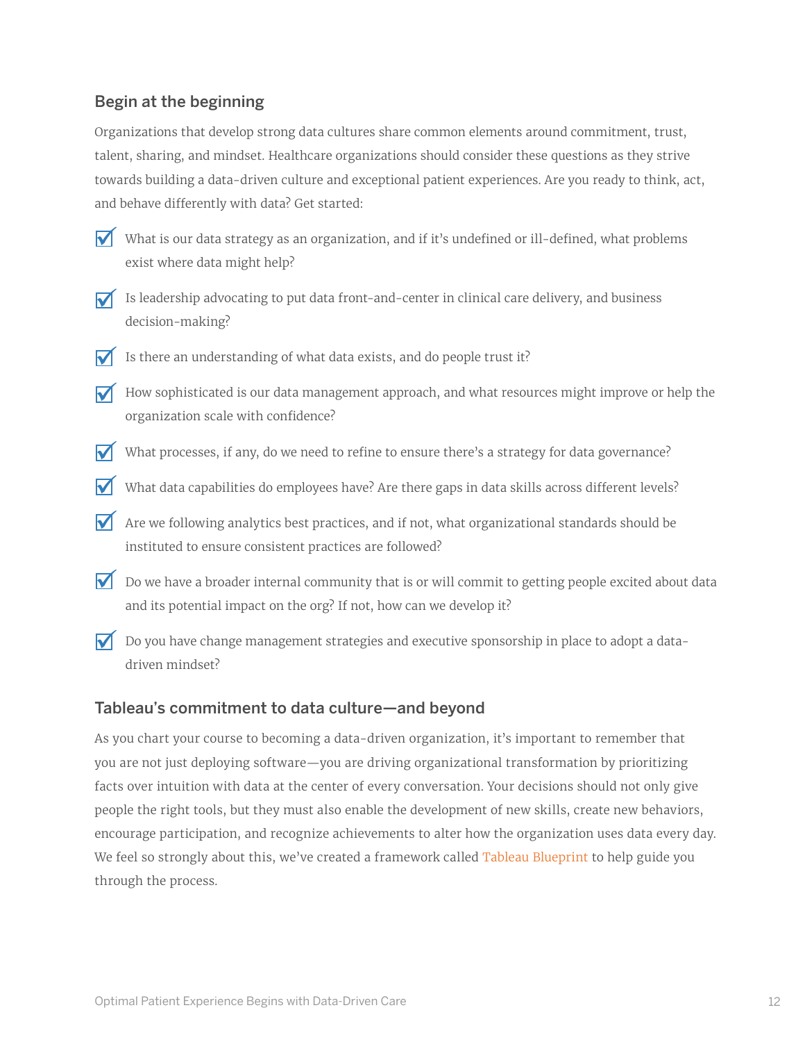## Begin at the beginning

Organizations that develop strong data cultures share common elements around commitment, trust, talent, sharing, and mindset. Healthcare organizations should consider these questions as they strive towards building a data-driven culture and exceptional patient experiences. Are you ready to think, act, and behave differently with data? Get started:

- ☑ What is our data strategy as an organization, and if it's undefined or ill-defined, what problems exist where data might help?
- ☑ Is leadership advocating to put data front-and-center in clinical care delivery, and business decision-making?
- ☑ Is there an understanding of what data exists, and do people trust it?
- ☑ How sophisticated is our data management approach, and what resources might improve or help the organization scale with confidence?
- ☑ What processes, if any, do we need to refine to ensure there's a strategy for data governance?
- ☑ What data capabilities do employees have? Are there gaps in data skills across different levels?
- ☑ Are we following analytics best practices, and if not, what organizational standards should be instituted to ensure consistent practices are followed?
- ☑ Do we have a broader internal community that is or will commit to getting people excited about data and its potential impact on the org? If not, how can we develop it?
- ☑ Do you have change management strategies and executive sponsorship in place to adopt a data-driven mindset?

## Tableau's commitment to data culture—and beyond

As you chart your course to becoming a data-driven organization, it's important to remember that you are not just deploying software—you are driving organizational transformation by prioritizing facts over intuition with data at the center of every conversation. Your decisions should not only give people the right tools, but they must also enable the development of new skills, create new behaviors, encourage participation, and recognize achievements to alter how the organization uses data every day. We feel so strongly about this, we've created a framework called Tableau Blueprint to help guide you through the process.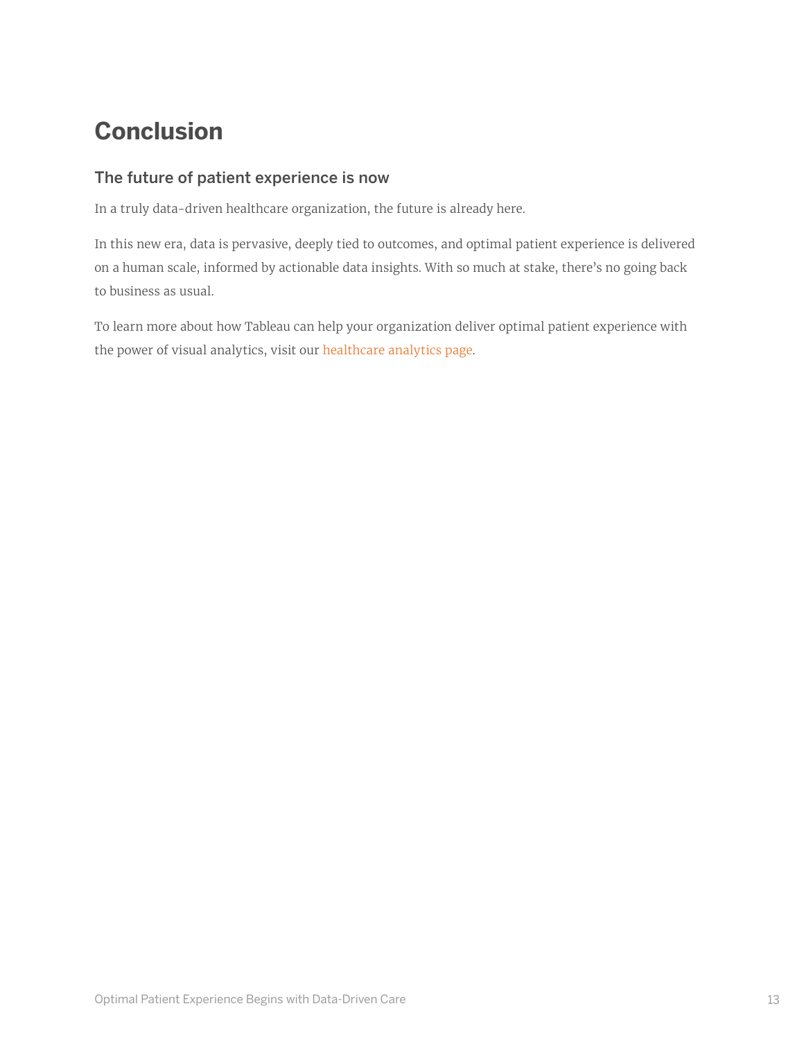# Conclusion

## The future of patient experience is now

In a truly data-driven healthcare organization, the future is already here.

In this new era, data is pervasive, deeply tied to outcomes, and optimal patient experience is delivered on a human scale, informed by actionable data insights. With so much at stake, there's no going back to business as usual.

To learn more about how Tableau can help your organization deliver optimal patient experience with the power of visual analytics, visit our healthcare analytics page.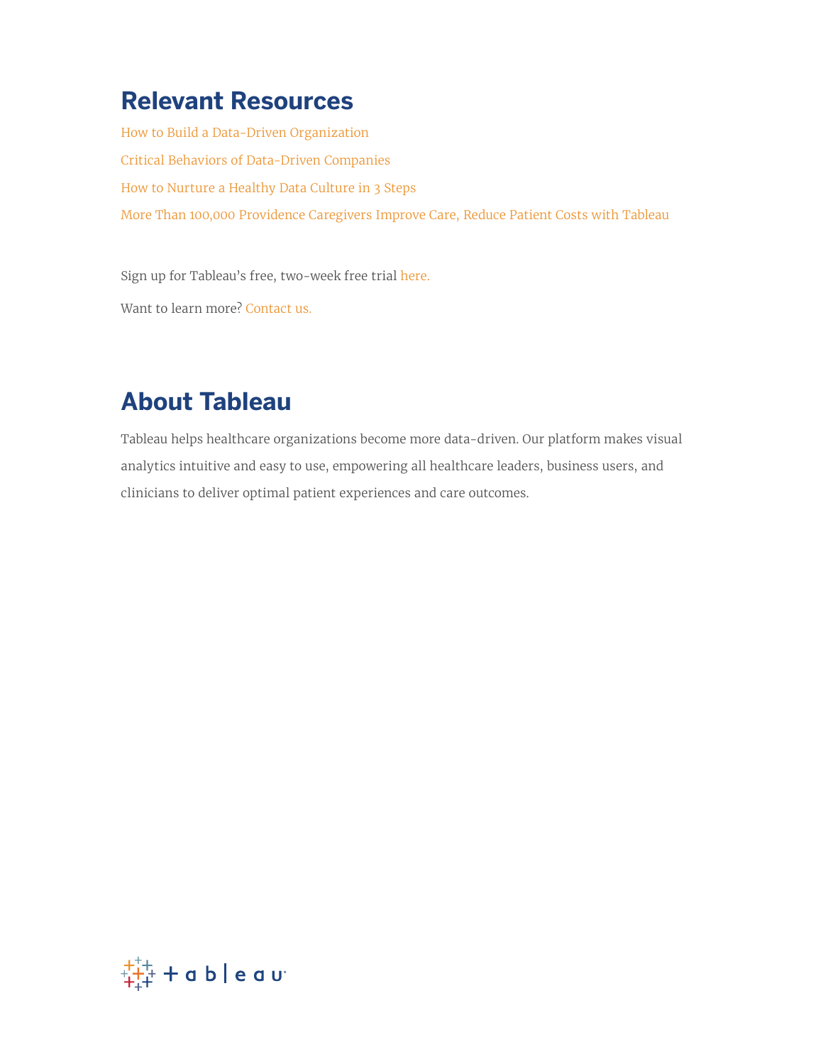## Relevant Resources

How to Build a Data-Driven Organization

Critical Behaviors of Data-Driven Companies

How to Nurture a Healthy Data Culture in 3 Steps

More Than 100,000 Providence Caregivers Improve Care, Reduce Patient Costs with Tableau

Sign up for Tableau's free, two-week free trial here.

Want to learn more? Contact us.

## About Tableau

Tableau helps healthcare organizations become more data-driven. Our platform makes visual analytics intuitive and easy to use, empowering all healthcare leaders, business users, and clinicians to deliver optimal patient experiences and care outcomes.